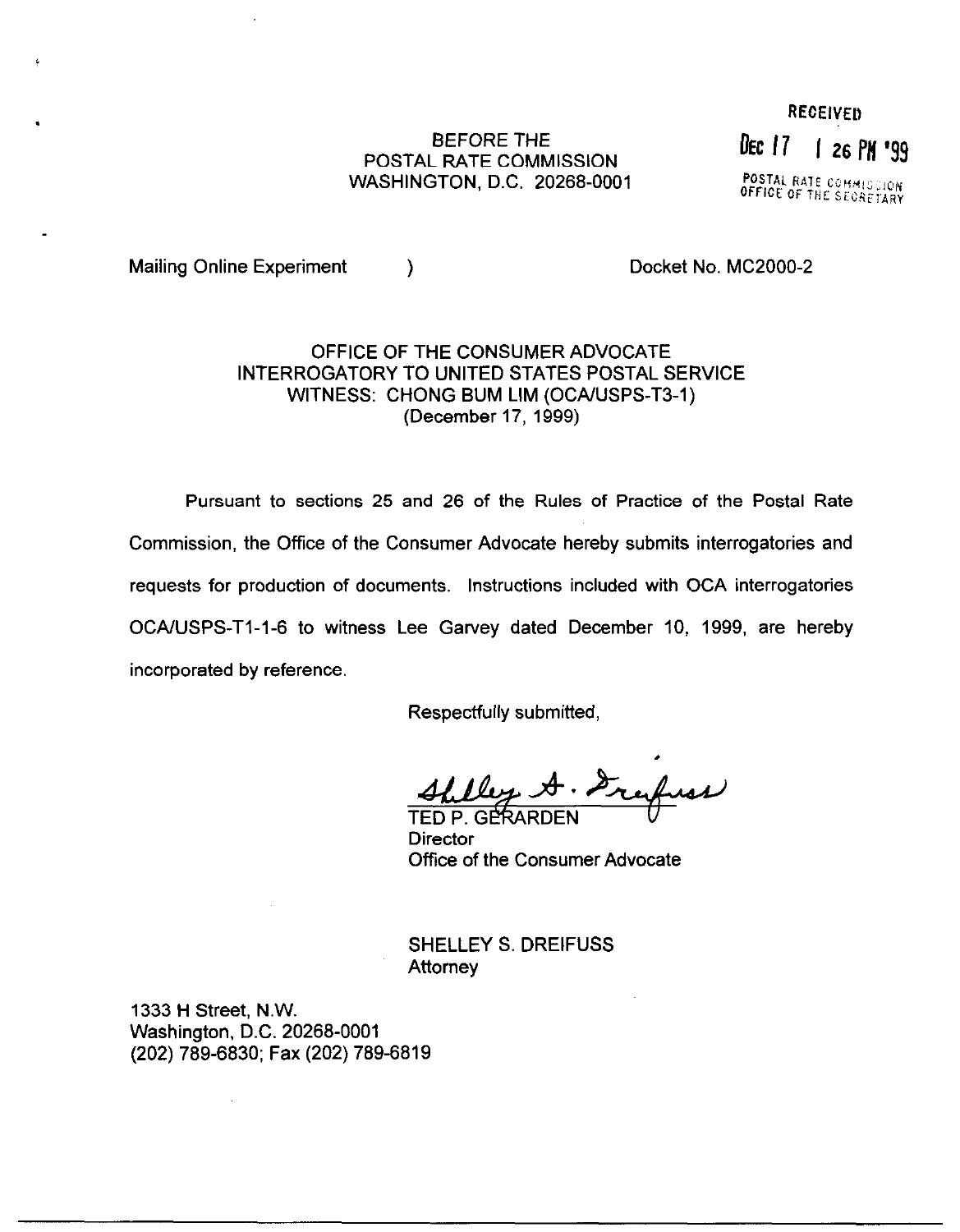RECEIVED

Dec 17 1 26 PM '99

POSTAL RATE COMMISSION
OFFICE OF THE SECRETARY

BEFORE THE
POSTAL RATE COMMISSION
WASHINGTON, D.C. 20268-0001

Mailing Online Experiment )    Docket No. MC2000-2

OFFICE OF THE CONSUMER ADVOCATE
INTERROGATORY TO UNITED STATES POSTAL SERVICE
WITNESS: CHONG BUM LIM (OCA/USPS-T3-1)
(December 17, 1999)

Pursuant to sections 25 and 26 of the Rules of Practice of the Postal Rate Commission, the Office of the Consumer Advocate hereby submits interrogatories and requests for production of documents. Instructions included with OCA interrogatories OCA/USPS-T1-1-6 to witness Lee Garvey dated December 10, 1999, are hereby incorporated by reference.

Respectfully submitted,

Shelley S. Dreifuss

TED P. GERARDEN
Director
Office of the Consumer Advocate

SHELLEY S. DREIFUSS
Attorney

1333 H Street, N.W.
Washington, D.C. 20268-0001
(202) 789-6830; Fax (202) 789-6819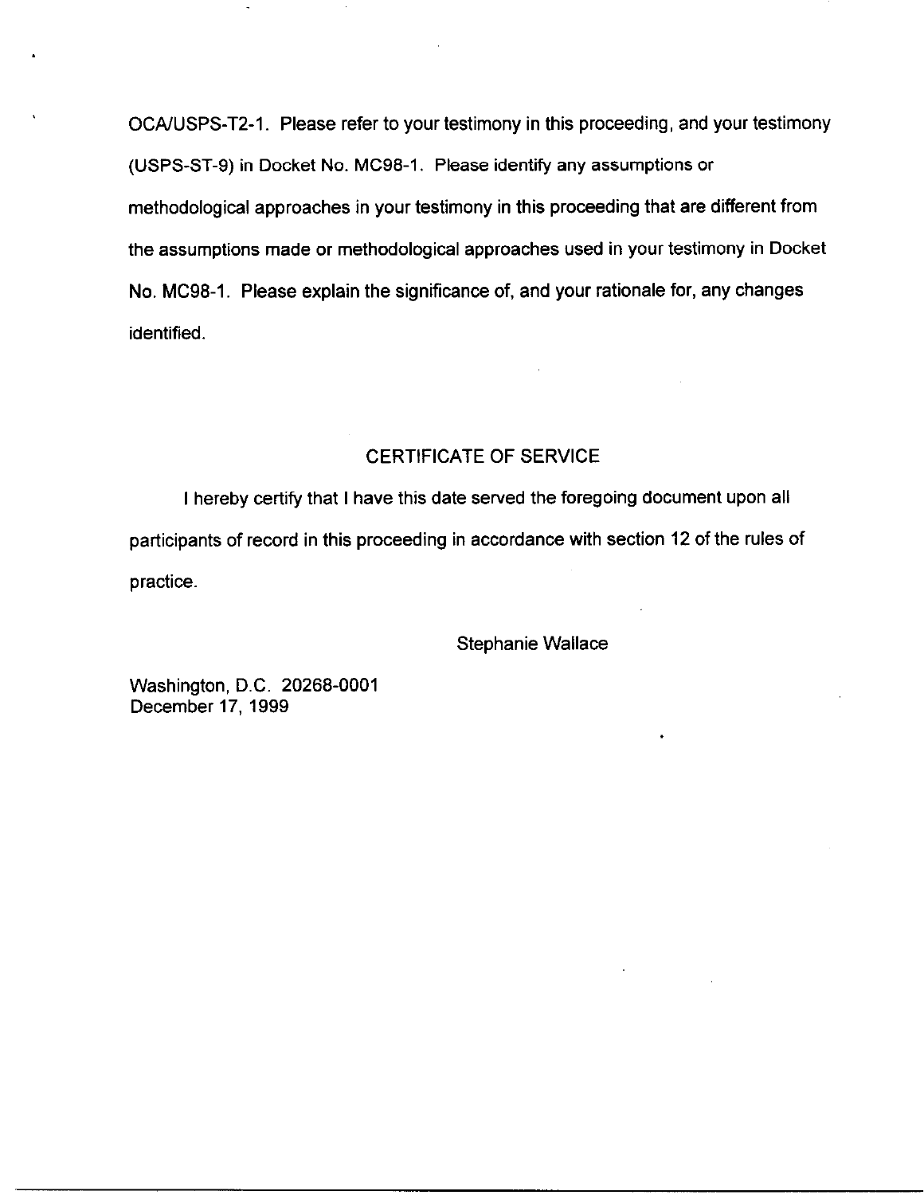OCA/USPS-T2-1. Please refer to your testimony in this proceeding, and your testimony (USPS-ST-9) in Docket No. MC98-1. Please identify any assumptions or methodological approaches in your testimony in this proceeding that are different from the assumptions made or methodological approaches used in your testimony in Docket No. MC98-1. Please explain the significance of, and your rationale for, any changes identified.

## CERTIFICATE OF SERVICE

I hereby certify that I have this date served the foregoing document upon all participants of record in this proceeding in accordance with section 12 of the rules of practice.

Stephanie Wallace

Washington, D.C. 20268-0001
December 17, 1999